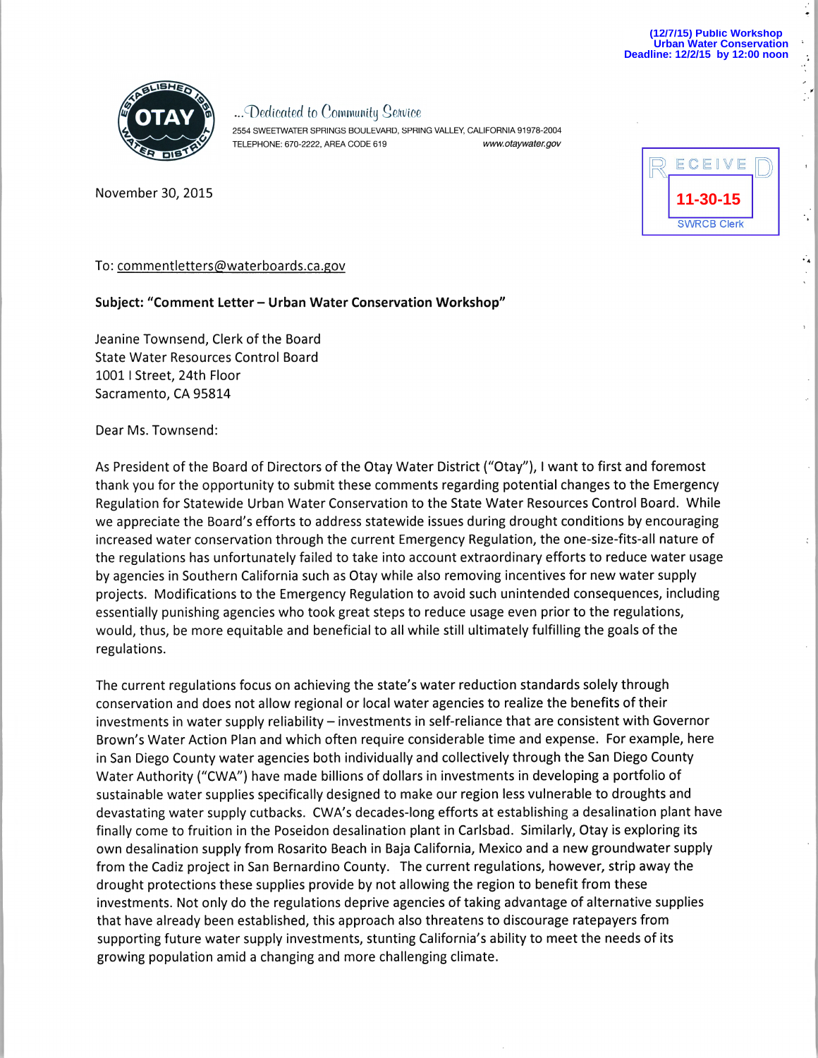(12/7/15) Public Workshop
Urban Water Conservation
Deadline: 12/2/15 by 12:00 noon

OTAY

...Dedicated to Community Service

2554 SWEETWATER SPRINGS BOULEVARD, SPRING VALLEY, CALIFORNIA 91978-2004
TELEPHONE: 670-2222, AREA CODE 619 www.otaywater.gov

RECEIVED
11-30-15
SWRCB Clerk

November 30, 2015

To: commentletters@waterboards.ca.gov

**Subject: "Comment Letter – Urban Water Conservation Workshop"**

Jeanine Townsend, Clerk of the Board
State Water Resources Control Board
1001 I Street, 24th Floor
Sacramento, CA 95814

Dear Ms. Townsend:

As President of the Board of Directors of the Otay Water District ("Otay"), I want to first and foremost thank you for the opportunity to submit these comments regarding potential changes to the Emergency Regulation for Statewide Urban Water Conservation to the State Water Resources Control Board. While we appreciate the Board's efforts to address statewide issues during drought conditions by encouraging increased water conservation through the current Emergency Regulation, the one-size-fits-all nature of the regulations has unfortunately failed to take into account extraordinary efforts to reduce water usage by agencies in Southern California such as Otay while also removing incentives for new water supply projects. Modifications to the Emergency Regulation to avoid such unintended consequences, including essentially punishing agencies who took great steps to reduce usage even prior to the regulations, would, thus, be more equitable and beneficial to all while still ultimately fulfilling the goals of the regulations.

The current regulations focus on achieving the state's water reduction standards solely through conservation and does not allow regional or local water agencies to realize the benefits of their investments in water supply reliability – investments in self-reliance that are consistent with Governor Brown's Water Action Plan and which often require considerable time and expense. For example, here in San Diego County water agencies both individually and collectively through the San Diego County Water Authority ("CWA") have made billions of dollars in investments in developing a portfolio of sustainable water supplies specifically designed to make our region less vulnerable to droughts and devastating water supply cutbacks. CWA's decades-long efforts at establishing a desalination plant have finally come to fruition in the Poseidon desalination plant in Carlsbad. Similarly, Otay is exploring its own desalination supply from Rosarito Beach in Baja California, Mexico and a new groundwater supply from the Cadiz project in San Bernardino County. The current regulations, however, strip away the drought protections these supplies provide by not allowing the region to benefit from these investments. Not only do the regulations deprive agencies of taking advantage of alternative supplies that have already been established, this approach also threatens to discourage ratepayers from supporting future water supply investments, stunting California's ability to meet the needs of its growing population amid a changing and more challenging climate.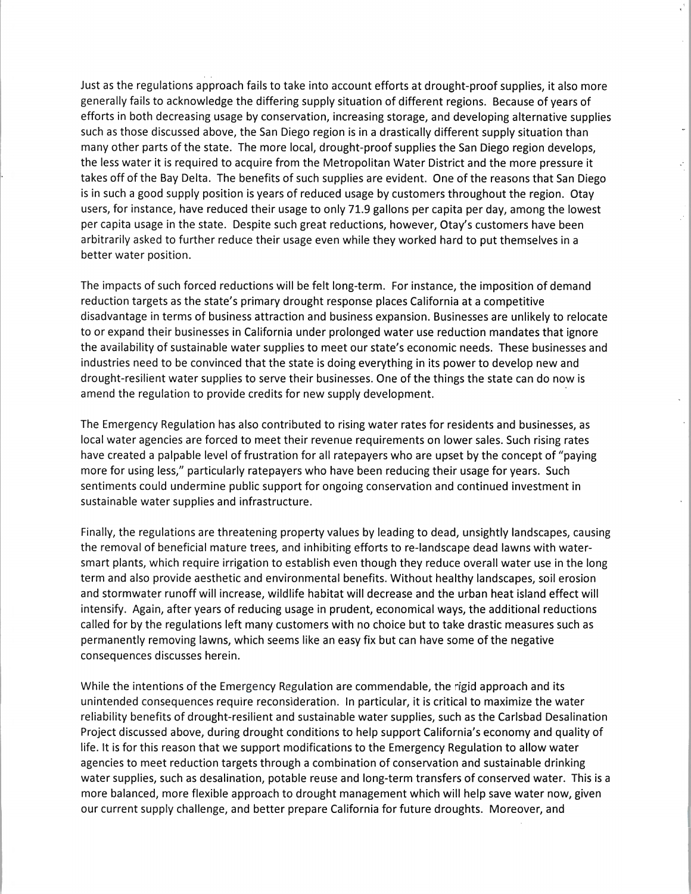Just as the regulations approach fails to take into account efforts at drought-proof supplies, it also more generally fails to acknowledge the differing supply situation of different regions. Because of years of efforts in both decreasing usage by conservation, increasing storage, and developing alternative supplies such as those discussed above, the San Diego region is in a drastically different supply situation than many other parts of the state. The more local, drought-proof supplies the San Diego region develops, the less water it is required to acquire from the Metropolitan Water District and the more pressure it takes off of the Bay Delta. The benefits of such supplies are evident. One of the reasons that San Diego is in such a good supply position is years of reduced usage by customers throughout the region. Otay users, for instance, have reduced their usage to only 71.9 gallons per capita per day, among the lowest per capita usage in the state. Despite such great reductions, however, Otay's customers have been arbitrarily asked to further reduce their usage even while they worked hard to put themselves in a better water position.

The impacts of such forced reductions will be felt long-term. For instance, the imposition of demand reduction targets as the state's primary drought response places California at a competitive disadvantage in terms of business attraction and business expansion. Businesses are unlikely to relocate to or expand their businesses in California under prolonged water use reduction mandates that ignore the availability of sustainable water supplies to meet our state's economic needs. These businesses and industries need to be convinced that the state is doing everything in its power to develop new and drought-resilient water supplies to serve their businesses. One of the things the state can do now is amend the regulation to provide credits for new supply development.

The Emergency Regulation has also contributed to rising water rates for residents and businesses, as local water agencies are forced to meet their revenue requirements on lower sales. Such rising rates have created a palpable level of frustration for all ratepayers who are upset by the concept of "paying more for using less," particularly ratepayers who have been reducing their usage for years. Such sentiments could undermine public support for ongoing conservation and continued investment in sustainable water supplies and infrastructure.

Finally, the regulations are threatening property values by leading to dead, unsightly landscapes, causing the removal of beneficial mature trees, and inhibiting efforts to re-landscape dead lawns with water-smart plants, which require irrigation to establish even though they reduce overall water use in the long term and also provide aesthetic and environmental benefits. Without healthy landscapes, soil erosion and stormwater runoff will increase, wildlife habitat will decrease and the urban heat island effect will intensify. Again, after years of reducing usage in prudent, economical ways, the additional reductions called for by the regulations left many customers with no choice but to take drastic measures such as permanently removing lawns, which seems like an easy fix but can have some of the negative consequences discusses herein.

While the intentions of the Emergency Regulation are commendable, the rigid approach and its unintended consequences require reconsideration. In particular, it is critical to maximize the water reliability benefits of drought-resilient and sustainable water supplies, such as the Carlsbad Desalination Project discussed above, during drought conditions to help support California's economy and quality of life. It is for this reason that we support modifications to the Emergency Regulation to allow water agencies to meet reduction targets through a combination of conservation and sustainable drinking water supplies, such as desalination, potable reuse and long-term transfers of conserved water. This is a more balanced, more flexible approach to drought management which will help save water now, given our current supply challenge, and better prepare California for future droughts. Moreover, and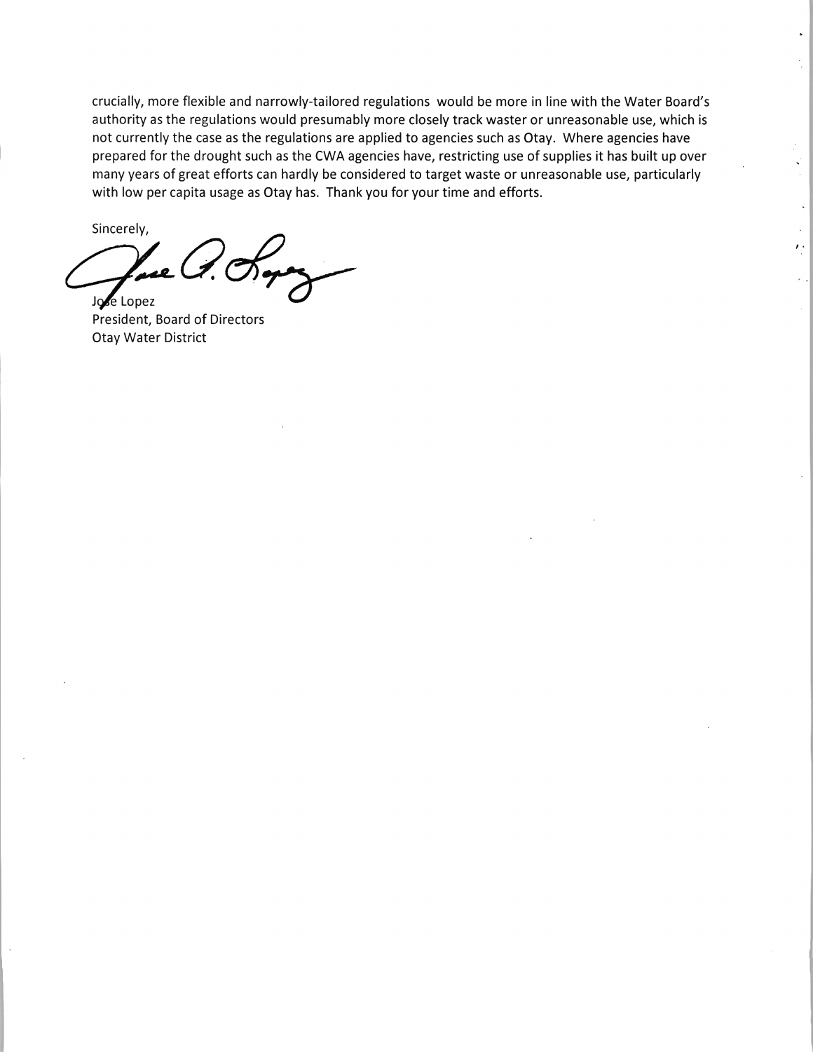crucially, more flexible and narrowly-tailored regulations would be more in line with the Water Board's authority as the regulations would presumably more closely track waster or unreasonable use, which is not currently the case as the regulations are applied to agencies such as Otay. Where agencies have prepared for the drought such as the CWA agencies have, restricting use of supplies it has built up over many years of great efforts can hardly be considered to target waste or unreasonable use, particularly with low per capita usage as Otay has. Thank you for your time and efforts.

Sincerely,

Jose Lopez
President, Board of Directors
Otay Water District